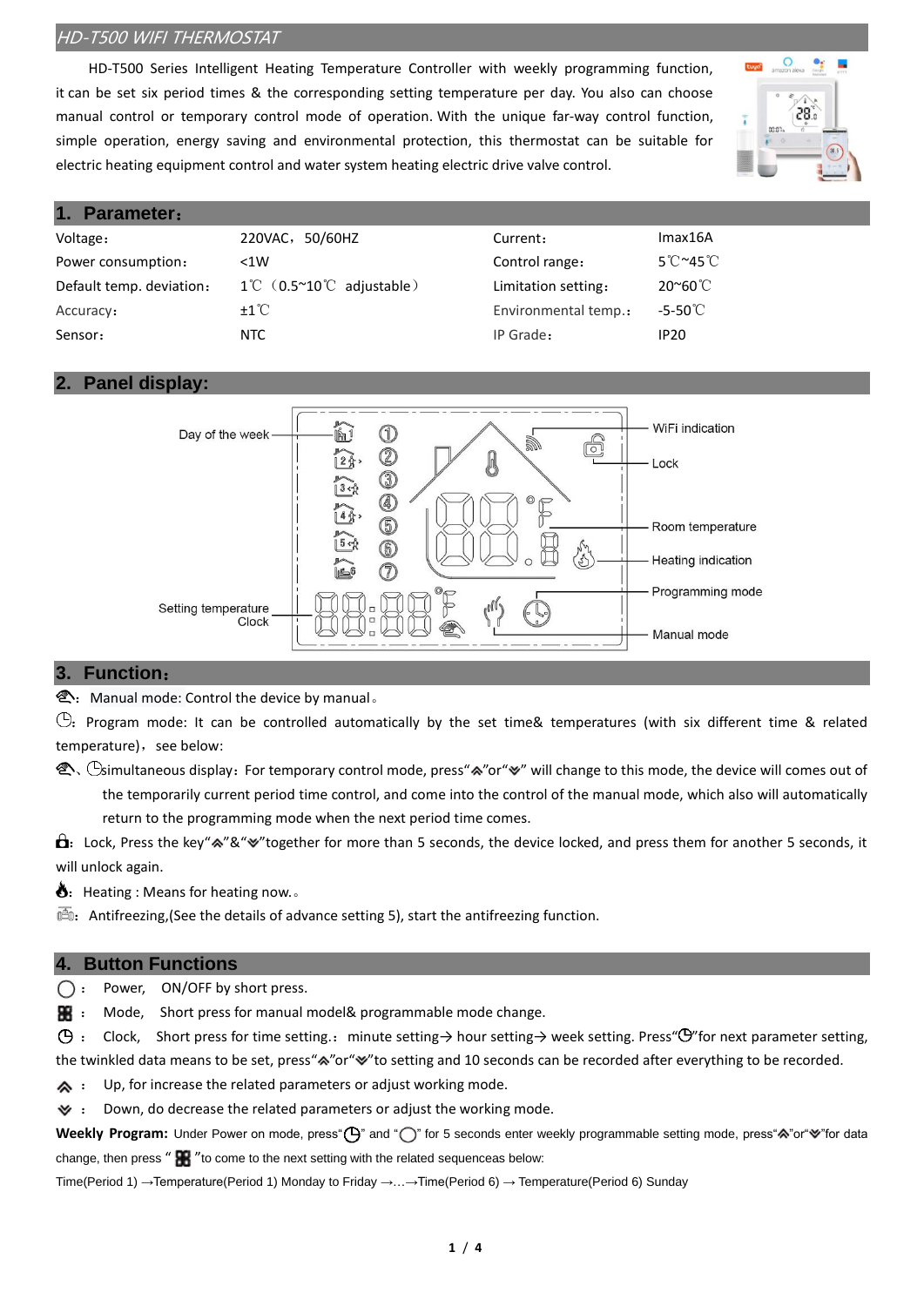## HD-T500 WIFI THERMOSTAT

HD-T500 Series Intelligent Heating Temperature Controller with weekly programming function, it can be set six period times & the corresponding setting temperature per day. You also can choose manual control or temporary control mode of operation. With the unique far-way control function, simple operation, energy saving and environmental protection, this thermostat can be suitable for electric heating equipment control and water system heating electric drive valve control.

## 1. Parameter：

| | | | |
|---|---|---|---|
| Voltage： | 220VAC，50/60HZ | Current： | Imax16A |
| Power consumption： | <1W | Control range： | 5℃~45℃ |
| Default temp. deviation： | 1℃（0.5~10℃ adjustable） | Limitation setting： | 20~60℃ |
| Accuracy： | ±1℃ | Environmental temp.： | -5-50℃ |
| Sensor： | NTC | IP Grade： | IP20 |

## 2. Panel display:

Day of the week — WiFi indication — Lock — Room temperature — Heating indication — Programming mode — Setting temperature — Clock — Manual mode

## 3. Function：

Manual mode: Control the device by manual。

Program mode: It can be controlled automatically by the set time& temperatures (with six different time & related temperature)，see below:

simultaneous display：For temporary control mode, press"︽"or"︾" will change to this mode, the device will comes out of the temporarily current period time control, and come into the control of the manual mode, which also will automatically return to the programming mode when the next period time comes.

Lock, Press the key"︽"&"︾"together for more than 5 seconds, the device locked, and press them for another 5 seconds, it will unlock again.

Heating : Means for heating now.。

Antifreezing,(See the details of advance setting 5), start the antifreezing function.

## 4. Button Functions

- ： Power, ON/OFF by short press.
- ： Mode, Short press for manual model& programmable mode change.
- ： Clock, Short press for time setting.：minute setting→ hour setting→ week setting. Press" "for next parameter setting, the twinkled data means to be set, press"︽"or"︾"to setting and 10 seconds can be recorded after everything to be recorded.
- ︽ ： Up, for increase the related parameters or adjust working mode.
- ︾ ： Down, do decrease the related parameters or adjust the working mode.

**Weekly Program:** Under Power on mode, press" " and " " for 5 seconds enter weekly programmable setting mode, press"︽"or"︾"for data change, then press " "to come to the next setting with the related sequenceas below:

Time(Period 1) →Temperature(Period 1) Monday to Friday →…→Time(Period 6) → Temperature(Period 6) Sunday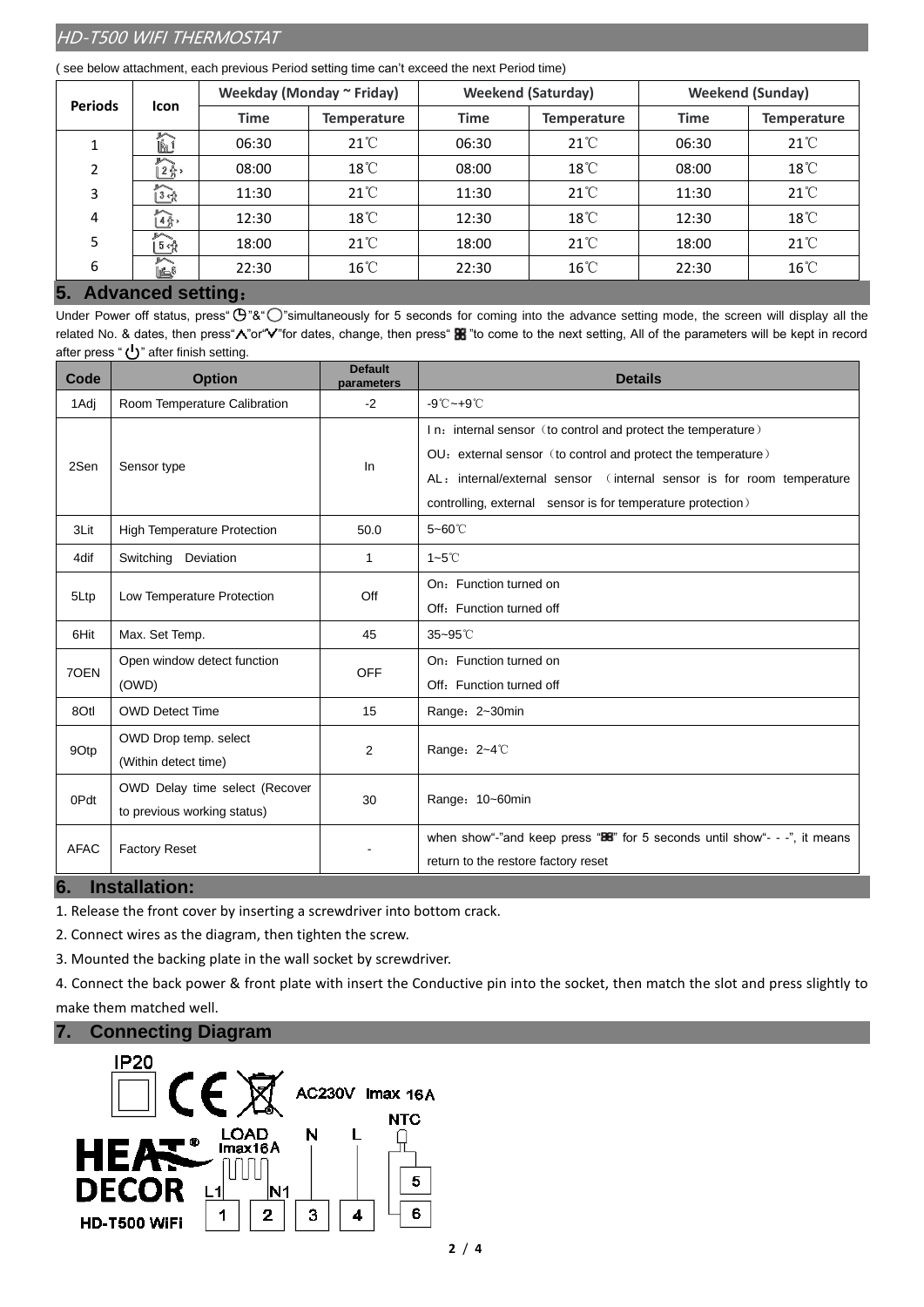( see below attachment, each previous Period setting time can't exceed the next Period time)

| Periods | Icon | Weekday (Monday ~ Friday) | | Weekend (Saturday) | | Weekend (Sunday) | |
|---|---|---|---|---|---|---|---|
| | | Time | Temperature | Time | Temperature | Time | Temperature |
| 1 | | 06:30 | 21℃ | 06:30 | 21℃ | 06:30 | 21℃ |
| 2 | | 08:00 | 18℃ | 08:00 | 18℃ | 08:00 | 18℃ |
| 3 | | 11:30 | 21℃ | 11:30 | 21℃ | 11:30 | 21℃ |
| 4 | | 12:30 | 18℃ | 12:30 | 18℃ | 12:30 | 18℃ |
| 5 | | 18:00 | 21℃ | 18:00 | 21℃ | 18:00 | 21℃ |
| 6 | | 22:30 | 16℃ | 22:30 | 16℃ | 22:30 | 16℃ |

## 5. Advanced setting：

Under Power off status, press"⏲"&"◯"simultaneously for 5 seconds for coming into the advance setting mode, the screen will display all the related No. & dates, then press"∧"or"∨"for dates, change, then press"⊞"to come to the next setting, All of the parameters will be kept in record after press "⏻" after finish setting.

| Code | Option | Default parameters | Details |
|---|---|---|---|
| 1Adj | Room Temperature Calibration | -2 | -9℃~+9℃ |
| 2Sen | Sensor type | In | I n：internal sensor（to control and protect the temperature）<br>OU：external sensor（to control and protect the temperature）<br>AL：internal/external sensor （internal sensor is for room temperature controlling, external sensor is for temperature protection） |
| 3Lit | High Temperature Protection | 50.0 | 5~60℃ |
| 4dif | Switching Deviation | 1 | 1~5℃ |
| 5Ltp | Low Temperature Protection | Off | On：Function turned on<br>Off：Function turned off |
| 6Hit | Max. Set Temp. | 45 | 35~95℃ |
| 7OEN | Open window detect function (OWD) | OFF | On：Function turned on<br>Off：Function turned off |
| 8Otl | OWD Detect Time | 15 | Range：2~30min |
| 9Otp | OWD Drop temp. select (Within detect time) | 2 | Range：2~4℃ |
| 0Pdt | OWD Delay time select (Recover to previous working status) | 30 | Range：10~60min |
| AFAC | Factory Reset | - | when show"-"and keep press "⊞" for 5 seconds until show"- - -", it means return to the restore factory reset |

## 6. Installation:

1. Release the front cover by inserting a screwdriver into bottom crack.
2. Connect wires as the diagram, then tighten the screw.
3. Mounted the backing plate in the wall socket by screwdriver.
4. Connect the back power & front plate with insert the Conductive pin into the socket, then match the slot and press slightly to make them matched well.

## 7. Connecting Diagram

IP20 CE AC230V Imax 16A

HEAT DECOR HD-T500 WiFi

LOAD Imax16A L1 N1 N L NTC

1 2 3 4 5 6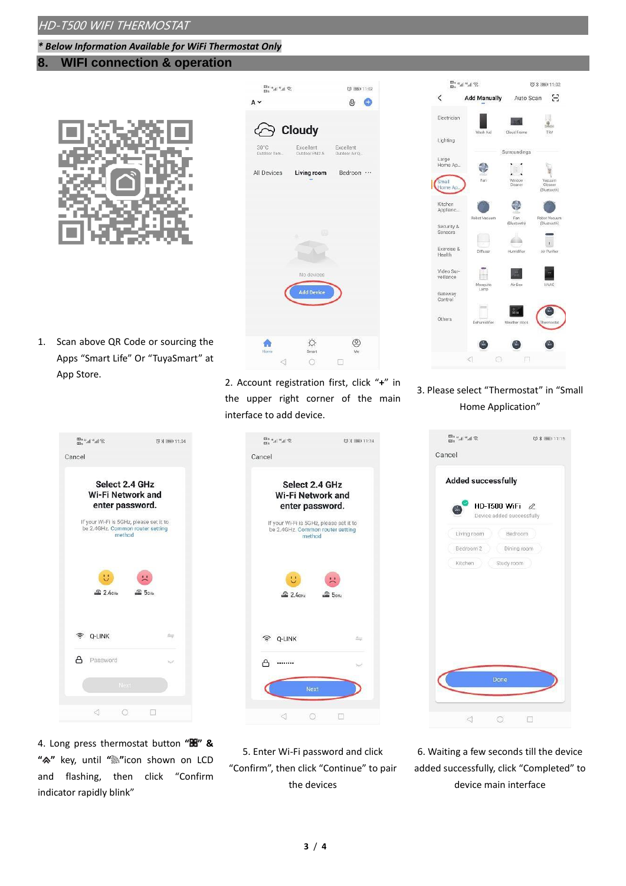*HD-T500 WIFI THERMOSTAT*

***\* Below Information Available for WiFi Thermostat Only***

## 8. WIFI connection & operation

1. Scan above QR Code or sourcing the Apps “Smart Life” Or “TuyaSmart” at App Store.

2. Account registration first, click “+” in the upper right corner of the main interface to add device.

3. Please select “Thermostat” in “Small Home Application”

4. Long press thermostat button “” & “” key, until “”icon shown on LCD and flashing, then click “Confirm indicator rapidly blink”

5. Enter Wi-Fi password and click “Confirm”, then click “Continue” to pair the devices

6. Waiting a few seconds till the device added successfully, click “Completed” to device main interface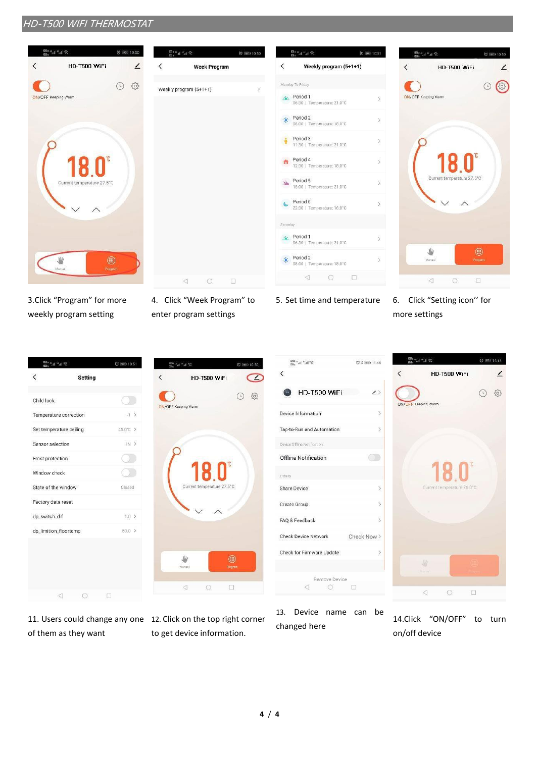3.Click "Program" for more weekly program setting

4. Click "Week Program" to enter program settings

5. Set time and temperature

6. Click "Setting icon'' for more settings

11. Users could change any one of them as they want

12. Click on the top right corner to get device information.

13. Device name can be changed here

14.Click "ON/OFF" to turn on/off device